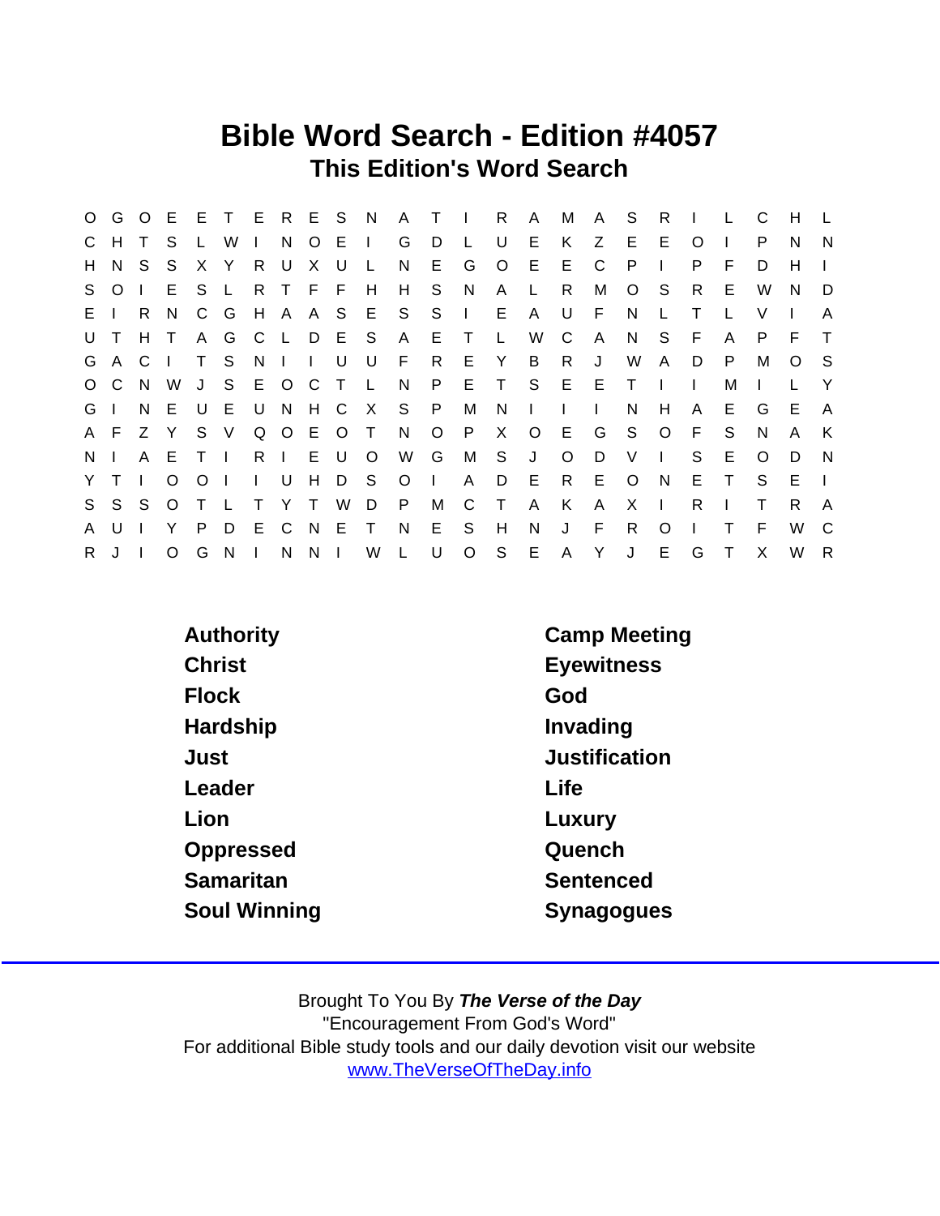# Bible Word Search - Edition #4057

## This Edition's Word Search

```
O G O E E T E R E S N A T I R A M A S R I L C H L
C H T S L W I N O E I G D L U E K Z E E O I P N N
H N S S X Y R U X U L N E G O E E C P I P F D H I
S O I E S L R T F F H H S N A L R M O S R E W N D
E I R N C G H A A S E S S I E A U F N L T L V I A
U T H T A G C L D E S A E T L W C A N S F A P F T
G A C I T S N I I U U F R E Y B R J W A D P M O S
O C N W J S E O C T L N P E T S E E T I I M I L Y
G I N E U E U N H C X S P M N I I I N H A E G E A
A F Z Y S V Q O E O T N O P X O E G S O F S N A K
N I A E T I R I E U O W G M S J O D V I S E O D N
Y T I O O I I U H D S O I A D E R E O N E T S E I
S S S O T L T Y T W D P M C T A K A X I R I T R A
A U I Y P D E C N E T N E S H N J F R O I T F W C
R J I O G N I N N I W L U O S E A Y J E G T X W R
```

| | |
|---|---|
| Authority | Camp Meeting |
| Christ | Eyewitness |
| Flock | God |
| Hardship | Invading |
| Just | Justification |
| Leader | Life |
| Lion | Luxury |
| Oppressed | Quench |
| Samaritan | Sentenced |
| Soul Winning | Synagogues |

Brought To You By ***The Verse of the Day***
"Encouragement From God's Word"
For additional Bible study tools and our daily devotion visit our website
www.TheVerseOfTheDay.info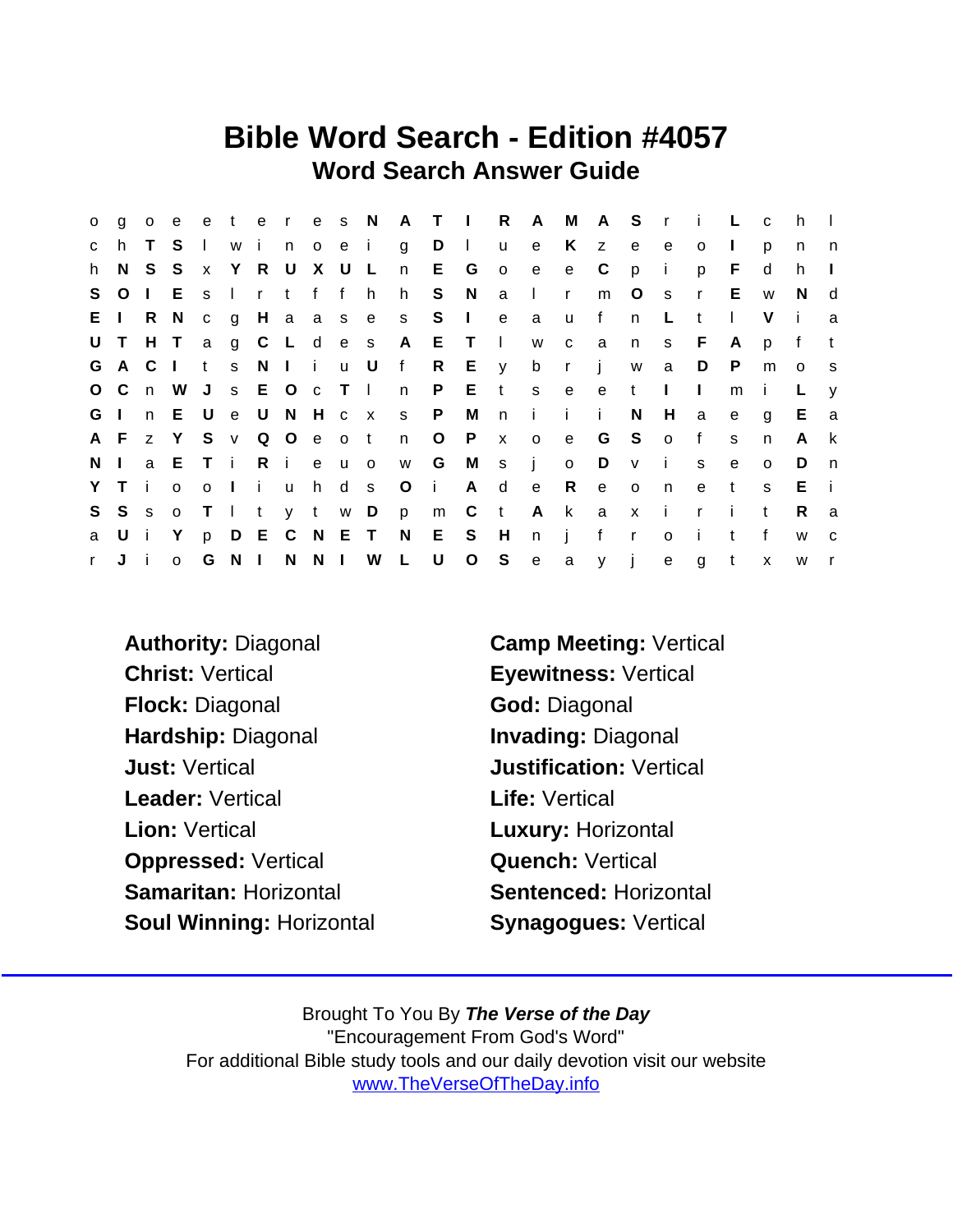# Bible Word Search - Edition #4057

## Word Search Answer Guide

```
o g o e e t e r e s N A T I R A M A S r i L c h l
c h T S l w i n o e i g D l u e K z e e o I p n n
h N S S x Y R U X U L n E G o e e C p i p F d h I
S O I E s l r t f f h h S N a l r m O s r E w N d
E I R N c g H a a s e s S I e a u f n L t l V i a
U T H T a g C L d e s A E T l w c a n s F A p f t
G A C I t s N I i u U f R E y b r j w a D P m o s
O C n W J s E O c T l n P E t s e e t I I m i L y
G I n E U e U N H c x s P M n i i i N H a e g E a
A F z Y S v Q O e o t n O P x o e G S o f s n A k
N I a E T i R i e u o w G M s j o D v i s e o D n
Y T i o o I i u h d s O i A d e R e o n e t s E i
S S s o T l t y t w D p m C t A k a x i r i t R a
a U i Y p D E C N E T N E S H n j f r o i t f w c
r J i o G N I N N I W L U O S e a y j e g t x w r
```

**Authority:** Diagonal
**Camp Meeting:** Vertical
**Christ:** Vertical
**Eyewitness:** Vertical
**Flock:** Diagonal
**God:** Diagonal
**Hardship:** Diagonal
**Invading:** Diagonal
**Just:** Vertical
**Justification:** Vertical
**Leader:** Vertical
**Life:** Vertical
**Lion:** Vertical
**Luxury:** Horizontal
**Oppressed:** Vertical
**Quench:** Vertical
**Samaritan:** Horizontal
**Sentenced:** Horizontal
**Soul Winning:** Horizontal
**Synagogues:** Vertical

Brought To You By ***The Verse of the Day***
"Encouragement From God's Word"
For additional Bible study tools and our daily devotion visit our website
www.TheVerseOfTheDay.info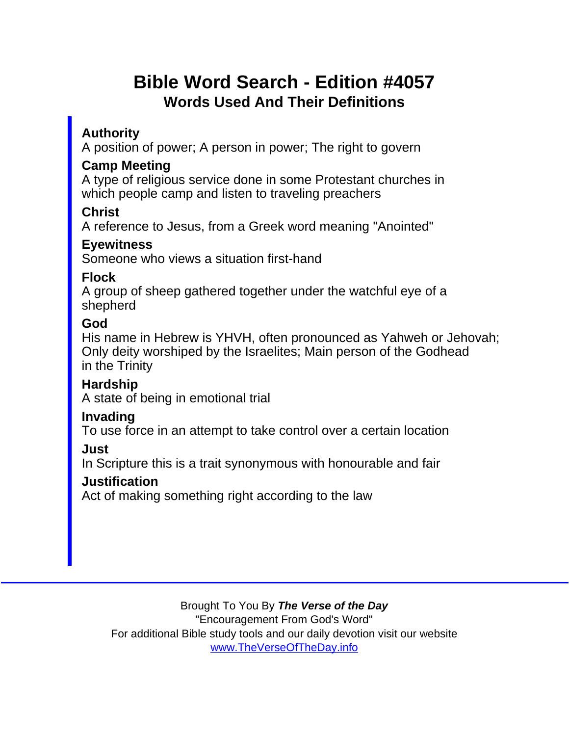# Bible Word Search - Edition #4057

## Words Used And Their Definitions

**Authority**
A position of power; A person in power; The right to govern

**Camp Meeting**
A type of religious service done in some Protestant churches in which people camp and listen to traveling preachers

**Christ**
A reference to Jesus, from a Greek word meaning "Anointed"

**Eyewitness**
Someone who views a situation first-hand

**Flock**
A group of sheep gathered together under the watchful eye of a shepherd

**God**
His name in Hebrew is YHVH, often pronounced as Yahweh or Jehovah; Only deity worshiped by the Israelites; Main person of the Godhead in the Trinity

**Hardship**
A state of being in emotional trial

**Invading**
To use force in an attempt to take control over a certain location

**Just**
In Scripture this is a trait synonymous with honourable and fair

**Justification**
Act of making something right according to the law

Brought To You By ***The Verse of the Day***
"Encouragement From God's Word"
For additional Bible study tools and our daily devotion visit our website
www.TheVerseOfTheDay.info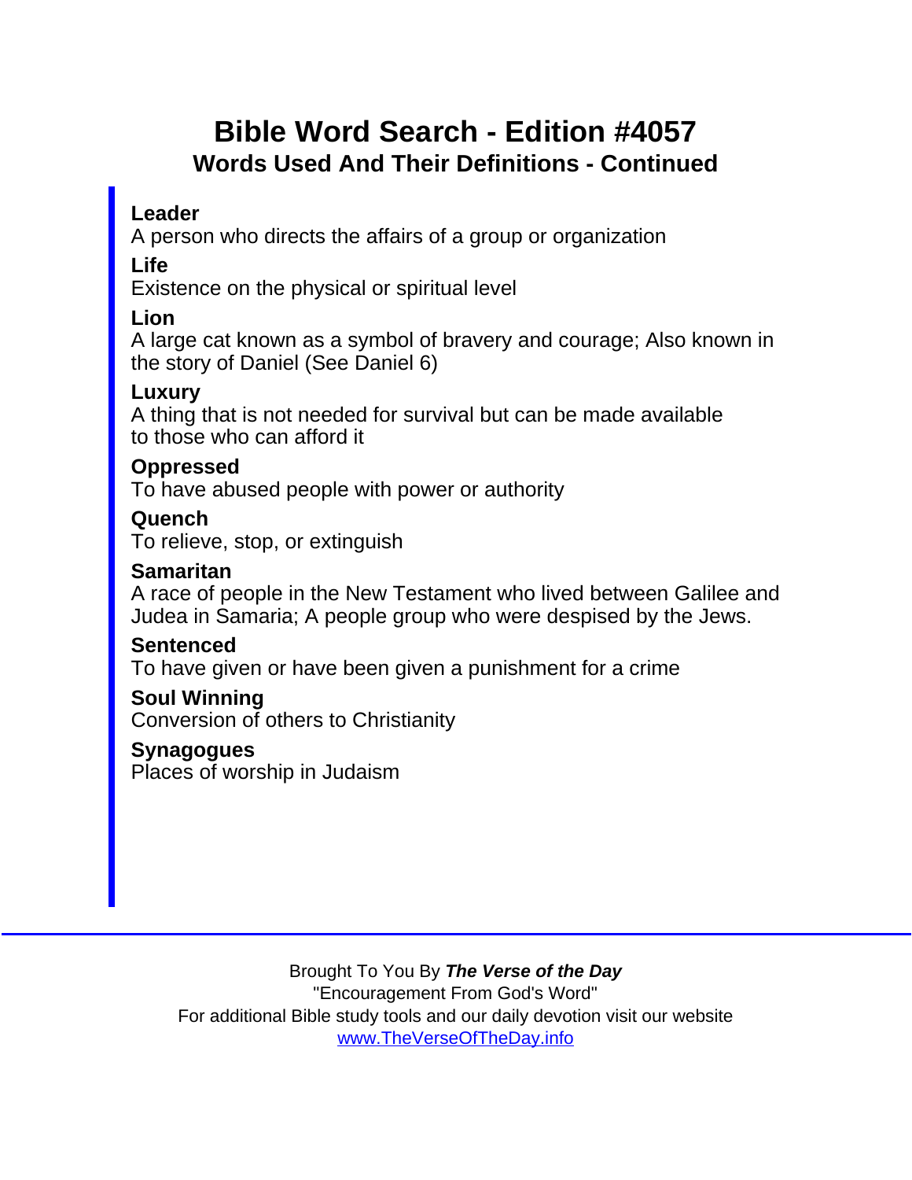# Bible Word Search - Edition #4057

## Words Used And Their Definitions - Continued

**Leader**
A person who directs the affairs of a group or organization

**Life**
Existence on the physical or spiritual level

**Lion**
A large cat known as a symbol of bravery and courage; Also known in the story of Daniel (See Daniel 6)

**Luxury**
A thing that is not needed for survival but can be made available to those who can afford it

**Oppressed**
To have abused people with power or authority

**Quench**
To relieve, stop, or extinguish

**Samaritan**
A race of people in the New Testament who lived between Galilee and Judea in Samaria; A people group who were despised by the Jews.

**Sentenced**
To have given or have been given a punishment for a crime

**Soul Winning**
Conversion of others to Christianity

**Synagogues**
Places of worship in Judaism

---

Brought To You By ***The Verse of the Day***
"Encouragement From God's Word"
For additional Bible study tools and our daily devotion visit our website
www.TheVerseOfTheDay.info